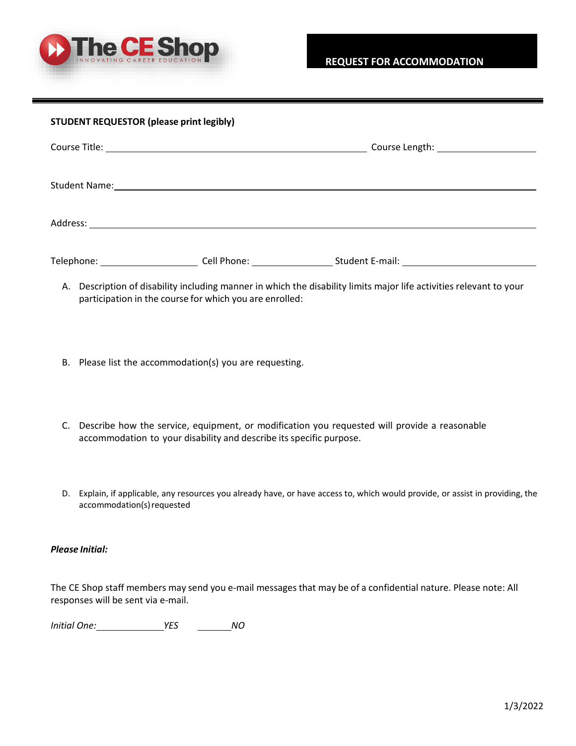The CE Shop
INNOVATING CAREER EDUCATION

# REQUEST FOR ACCOMMODATION

**STUDENT REQUESTOR (please print legibly)**

Course Title: ______________________________ Course Length: ______________

Student Name: ______________________________________________

Address: ______________________________________________

Telephone: ______________ Cell Phone: ______________ Student E-mail: ______________

A. Description of disability including manner in which the disability limits major life activities relevant to your participation in the course for which you are enrolled:

B. Please list the accommodation(s) you are requesting.

C. Describe how the service, equipment, or modification you requested will provide a reasonable accommodation to your disability and describe its specific purpose.

D. Explain, if applicable, any resources you already have, or have access to, which would provide, or assist in providing, the accommodation(s) requested

***Please Initial:***

The CE Shop staff members may send you e-mail messages that may be of a confidential nature. Please note: All responses will be sent via e-mail.

*Initial One:* __________ *YES* __________ *NO*

1/3/2022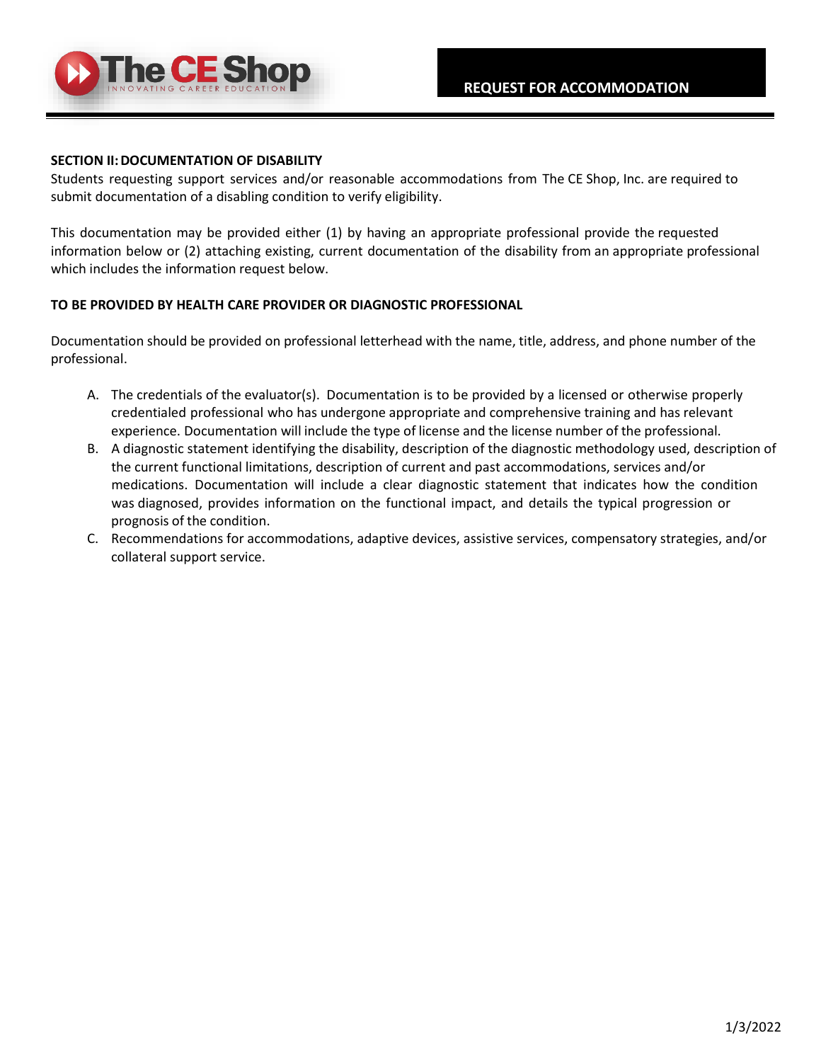**SECTION II: DOCUMENTATION OF DISABILITY**

Students requesting support services and/or reasonable accommodations from The CE Shop, Inc. are required to submit documentation of a disabling condition to verify eligibility.

This documentation may be provided either (1) by having an appropriate professional provide the requested information below or (2) attaching existing, current documentation of the disability from an appropriate professional which includes the information request below.

**TO BE PROVIDED BY HEALTH CARE PROVIDER OR DIAGNOSTIC PROFESSIONAL**

Documentation should be provided on professional letterhead with the name, title, address, and phone number of the professional.

A. The credentials of the evaluator(s). Documentation is to be provided by a licensed or otherwise properly credentialed professional who has undergone appropriate and comprehensive training and has relevant experience. Documentation will include the type of license and the license number of the professional.
B. A diagnostic statement identifying the disability, description of the diagnostic methodology used, description of the current functional limitations, description of current and past accommodations, services and/or medications. Documentation will include a clear diagnostic statement that indicates how the condition was diagnosed, provides information on the functional impact, and details the typical progression or prognosis of the condition.
C. Recommendations for accommodations, adaptive devices, assistive services, compensatory strategies, and/or collateral support service.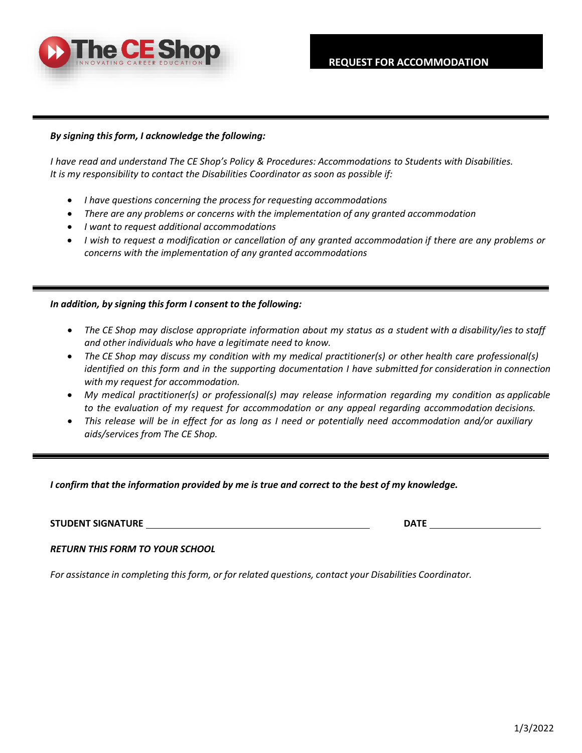The CE Shop
INNOVATING CAREER EDUCATION

# REQUEST FOR ACCOMMODATION

***By signing this form, I acknowledge the following:***

*I have read and understand The CE Shop's Policy & Procedures: Accommodations to Students with Disabilities. It is my responsibility to contact the Disabilities Coordinator as soon as possible if:*

- *I have questions concerning the process for requesting accommodations*
- *There are any problems or concerns with the implementation of any granted accommodation*
- *I want to request additional accommodations*
- *I wish to request a modification or cancellation of any granted accommodation if there are any problems or concerns with the implementation of any granted accommodations*

***In addition, by signing this form I consent to the following:***

- *The CE Shop may disclose appropriate information about my status as a student with a disability/ies to staff and other individuals who have a legitimate need to know.*
- *The CE Shop may discuss my condition with my medical practitioner(s) or other health care professional(s) identified on this form and in the supporting documentation I have submitted for consideration in connection with my request for accommodation.*
- *My medical practitioner(s) or professional(s) may release information regarding my condition as applicable to the evaluation of my request for accommodation or any appeal regarding accommodation decisions.*
- *This release will be in effect for as long as I need or potentially need accommodation and/or auxiliary aids/services from The CE Shop.*

***I confirm that the information provided by me is true and correct to the best of my knowledge.***

**STUDENT SIGNATURE** ______________________________ **DATE** ________________

***RETURN THIS FORM TO YOUR SCHOOL***

*For assistance in completing this form, or for related questions, contact your Disabilities Coordinator.*

1/3/2022